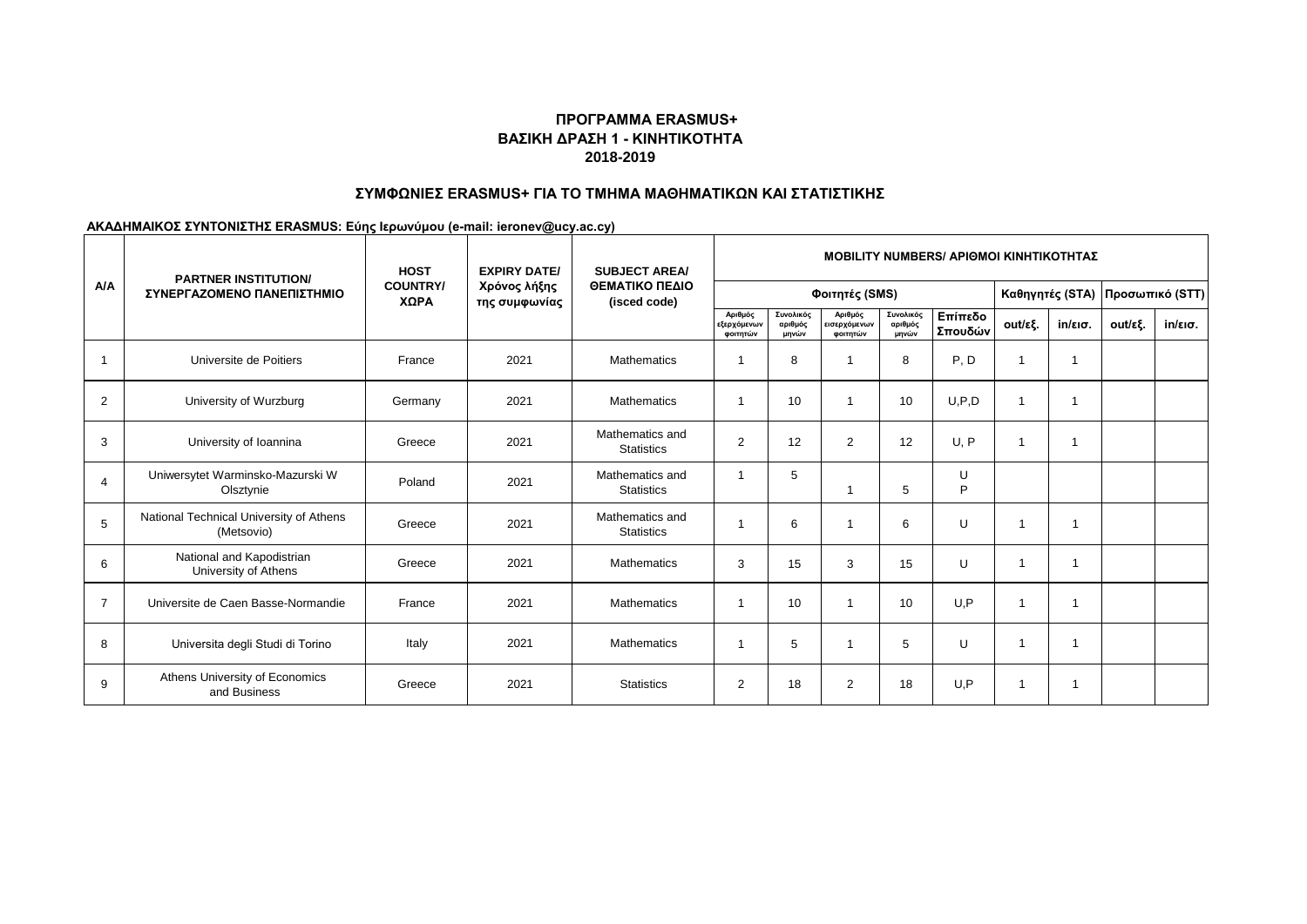**ΠΡΟΓΡΑΜΜΑ ERASMUS+**
**ΒΑΣΙΚΗ ΔΡΑΣΗ 1 - ΚΙΝΗΤΙΚΟΤΗΤΑ**
**2018-2019**

**ΣΥΜΦΩΝΙΕΣ ERASMUS+ ΓΙΑ ΤΟ ΤΜΗΜΑ ΜΑΘΗΜΑΤΙΚΩΝ ΚΑΙ ΣΤΑΤΙΣΤΙΚΗΣ**

**ΑΚΑΔΗΜΑΙΚΟΣ ΣΥΝΤΟΝΙΣΤΗΣ ERASMUS: Εύης Ιερωνύμου (e-mail: ieronev@ucy.ac.cy)**

| A/A | PARTNER INSTITUTION/ ΣΥΝΕΡΓΑΖΟΜΕΝΟ ΠΑΝΕΠΙΣΤΗΜΙΟ | HOST COUNTRY/ ΧΩΡΑ | EXPIRY DATE/ Χρόνος λήξης της συμφωνίας | SUBJECT AREA/ ΘΕΜΑΤΙΚΟ ΠΕΔΙΟ (isced code) | MOBILITY NUMBERS/ ΑΡΙΘΜΟΙ ΚΙΝΗΤΙΚΟΤΗΤΑΣ | | | | | | | | |
|---|---|---|---|---|---|---|---|---|---|---|---|---|---|
| | | | | | Φοιτητές (SMS) | | | | | Καθηγητές (STA) | | Προσωπικό (STT) | |
| | | | | | Αριθμός εξερχόμενων φοιτητών | Συνολικός αριθμός μηνών | Αριθμός εισερχόμενων φοιτητών | Συνολικός αριθμός μηνών | Επίπεδο Σπουδών | out/εξ. | in/εισ. | out/εξ. | in/εισ. |
| 1 | Universite de Poitiers | France | 2021 | Mathematics | 1 | 8 | 1 | 8 | P, D | 1 | 1 | | |
| 2 | University of Wurzburg | Germany | 2021 | Mathematics | 1 | 10 | 1 | 10 | U,P,D | 1 | 1 | | |
| 3 | University of Ioannina | Greece | 2021 | Mathematics and Statistics | 2 | 12 | 2 | 12 | U, P | 1 | 1 | | |
| 4 | Uniwersytet Warminsko-Mazurski W Olsztynie | Poland | 2021 | Mathematics and Statistics | 1 | 5 | 1 | 5 | U P | | | | |
| 5 | National Technical University of Athens (Metsovio) | Greece | 2021 | Mathematics and Statistics | 1 | 6 | 1 | 6 | U | 1 | 1 | | |
| 6 | National and Kapodistrian University of Athens | Greece | 2021 | Mathematics | 3 | 15 | 3 | 15 | U | 1 | 1 | | |
| 7 | Universite de Caen Basse-Normandie | France | 2021 | Mathematics | 1 | 10 | 1 | 10 | U,P | 1 | 1 | | |
| 8 | Universita degli Studi di Torino | Italy | 2021 | Mathematics | 1 | 5 | 1 | 5 | U | 1 | 1 | | |
| 9 | Athens University of Economics and Business | Greece | 2021 | Statistics | 2 | 18 | 2 | 18 | U,P | 1 | 1 | | |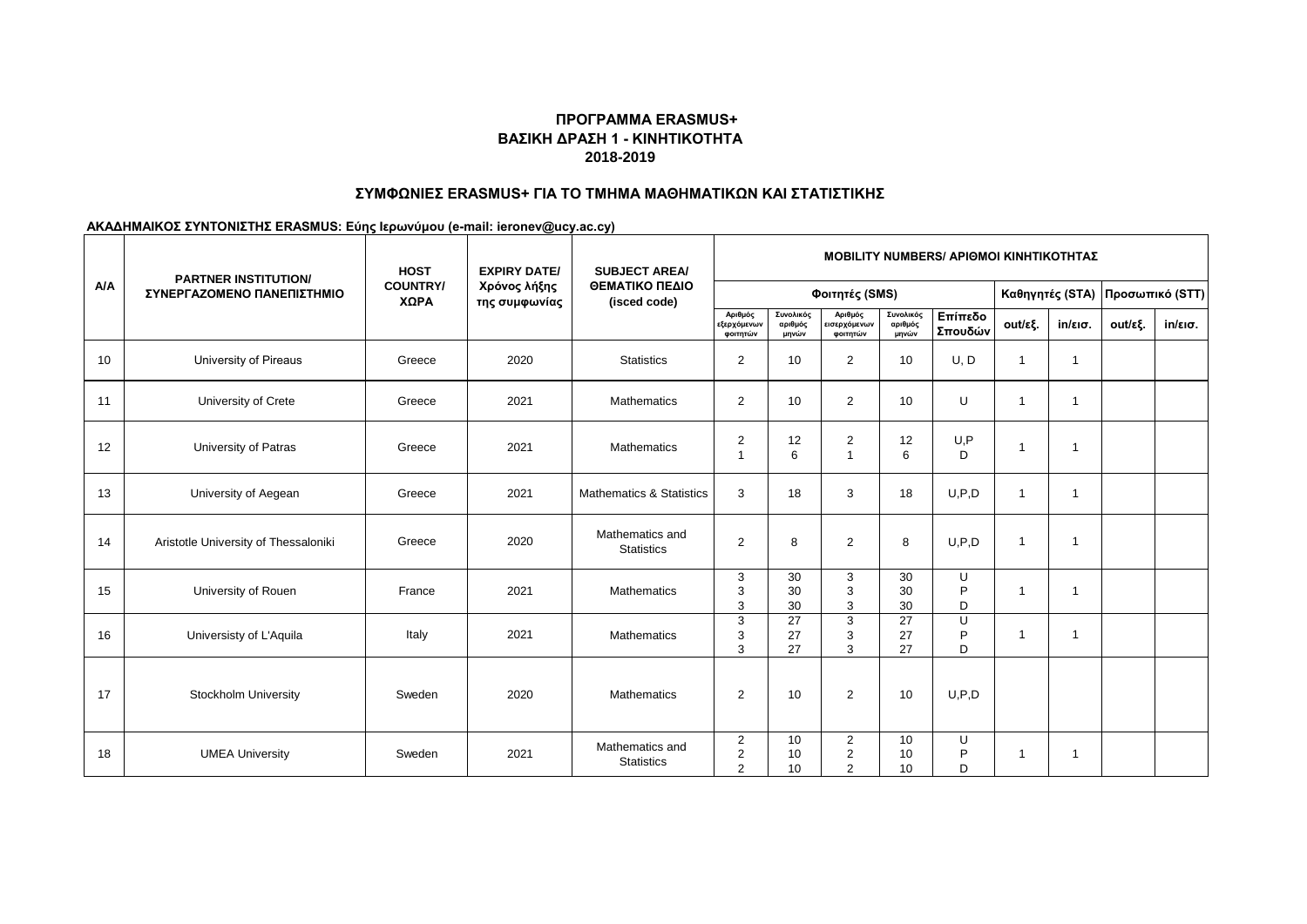## ΠΡΟΓΡΑΜΜΑ ERASMUS+
## ΒΑΣΙΚΗ ΔΡΑΣΗ 1 - ΚΙΝΗΤΙΚΟΤΗΤΑ
## 2018-2019

### ΣΥΜΦΩΝΙΕΣ ERASMUS+ ΓΙΑ ΤΟ ΤΜΗΜΑ ΜΑΘΗΜΑΤΙΚΩΝ ΚΑΙ ΣΤΑΤΙΣΤΙΚΗΣ

**ΑΚΑΔΗΜΑΙΚΟΣ ΣΥΝΤΟΝΙΣΤΗΣ ERASMUS: Εύης Ιερωνύμου (e-mail: ieronev@ucy.ac.cy)**

| Α/Α | PARTNER INSTITUTION/ ΣΥΝΕΡΓΑΖΟΜΕΝΟ ΠΑΝΕΠΙΣΤΗΜΙΟ | HOST COUNTRY/ ΧΩΡΑ | EXPIRY DATE/ Χρόνος λήξης της συμφωνίας | SUBJECT AREA/ ΘΕΜΑΤΙΚΟ ΠΕΔΙΟ (isced code) | MOBILITY NUMBERS/ ΑΡΙΘΜΟΙ ΚΙΝΗΤΙΚΟΤΗΤΑΣ | | | | | | | | |
|---|---|---|---|---|---|---|---|---|---|---|---|---|---|
| | | | | | Φοιτητές (SMS) | | | | | Καθηγητές (STA) | | Προσωπικό (STT) | |
| | | | | | Αριθμός εξερχόμενων φοιτητών | Συνολικός αριθμός μηνών | Αριθμός εισερχόμενων φοιτητών | Συνολικός αριθμός μηνών | Επίπεδο Σπουδών | out/εξ. | in/εισ. | out/εξ. | in/εισ. |
| 10 | University of Pireaus | Greece | 2020 | Statistics | 2 | 10 | 2 | 10 | U, D | 1 | 1 | | |
| 11 | University of Crete | Greece | 2021 | Mathematics | 2 | 10 | 2 | 10 | U | 1 | 1 | | |
| 12 | University of Patras | Greece | 2021 | Mathematics | 2<br>1 | 12<br>6 | 2<br>1 | 12<br>6 | U,P<br>D | 1 | 1 | | |
| 13 | University of Aegean | Greece | 2021 | Mathematics & Statistics | 3 | 18 | 3 | 18 | U,P,D | 1 | 1 | | |
| 14 | Aristotle University of Thessaloniki | Greece | 2020 | Mathematics and Statistics | 2 | 8 | 2 | 8 | U,P,D | 1 | 1 | | |
| 15 | University of Rouen | France | 2021 | Mathematics | 3<br>3<br>3 | 30<br>30<br>30 | 3<br>3<br>3 | 30<br>30<br>30 | U<br>P<br>D | 1 | 1 | | |
| 16 | Universisty of L'Aquila | Italy | 2021 | Mathematics | 3<br>3<br>3 | 27<br>27<br>27 | 3<br>3<br>3 | 27<br>27<br>27 | U<br>P<br>D | 1 | 1 | | |
| 17 | Stockholm University | Sweden | 2020 | Mathematics | 2 | 10 | 2 | 10 | U,P,D | | | | |
| 18 | UMEA University | Sweden | 2021 | Mathematics and Statistics | 2<br>2<br>2 | 10<br>10<br>10 | 2<br>2<br>2 | 10<br>10<br>10 | U<br>P<br>D | 1 | 1 | | |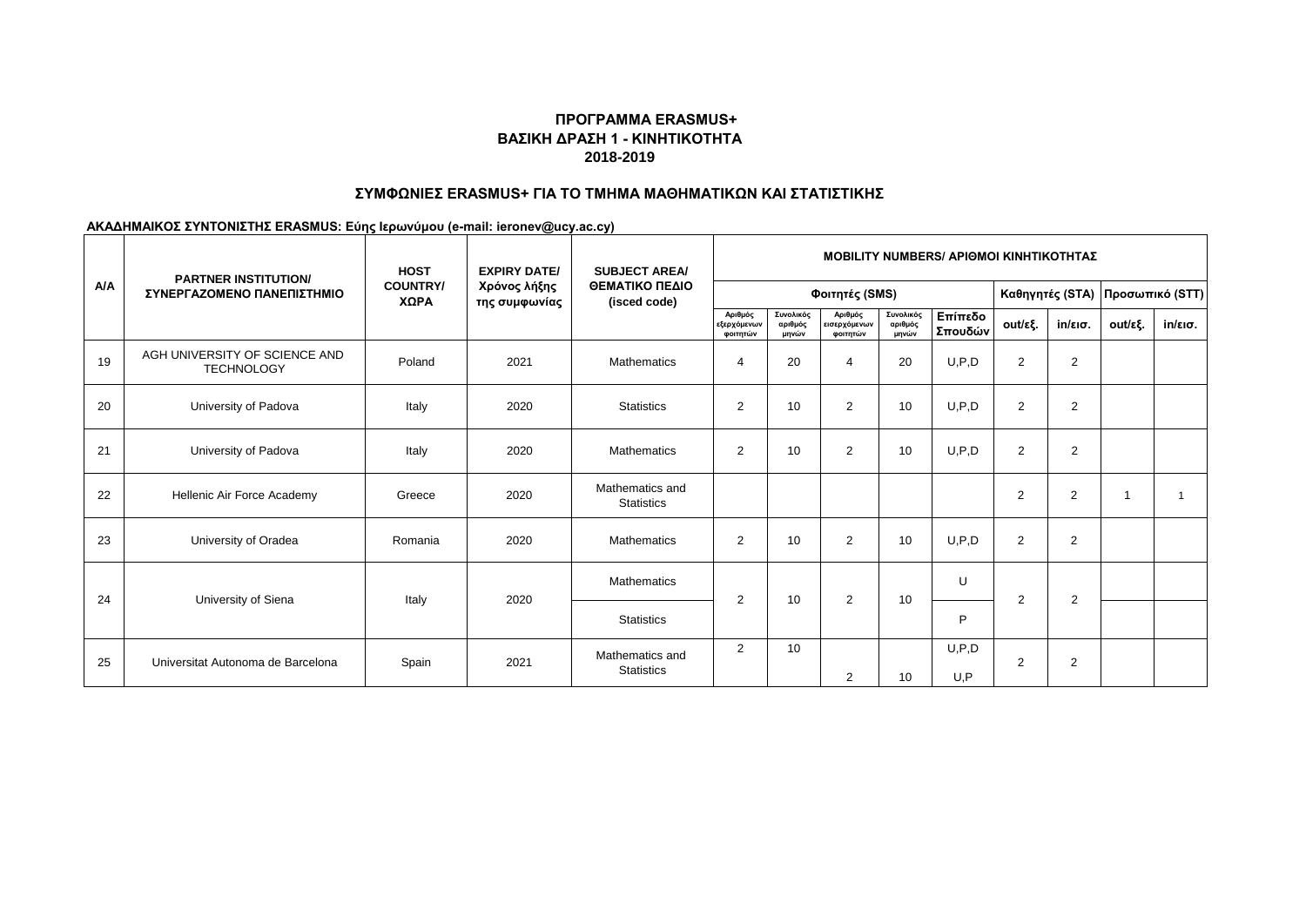**ΠΡΟΓΡΑΜΜΑ ERASMUS+**
**ΒΑΣΙΚΗ ΔΡΑΣΗ 1 - ΚΙΝΗΤΙΚΟΤΗΤΑ**
**2018-2019**

**ΣΥΜΦΩΝΙΕΣ ERASMUS+ ΓΙΑ ΤΟ ΤΜΗΜΑ ΜΑΘΗΜΑΤΙΚΩΝ ΚΑΙ ΣΤΑΤΙΣΤΙΚΗΣ**

**ΑΚΑΔΗΜΑΙΚΟΣ ΣΥΝΤΟΝΙΣΤΗΣ ERASMUS: Εύης Ιερωνύμου (e-mail: ieronev@ucy.ac.cy)**

| Α/Α | PARTNER INSTITUTION/ ΣΥΝΕΡΓΑΖΟΜΕΝΟ ΠΑΝΕΠΙΣΤΗΜΙΟ | HOST COUNTRY/ ΧΩΡΑ | EXPIRY DATE/ Χρόνος λήξης της συμφωνίας | SUBJECT AREA/ ΘΕΜΑΤΙΚΟ ΠΕΔΙΟ (isced code) | MOBILITY NUMBERS/ ΑΡΙΘΜΟΙ ΚΙΝΗΤΙΚΟΤΗΤΑΣ | | | | | | | | |
|---|---|---|---|---|---|---|---|---|---|---|---|---|---|
| | | | | | Φοιτητές (SMS) | | | | | Καθηγητές (STA) | | Προσωπικό (STT) | |
| | | | | | Αριθμός εξερχόμενων φοιτητών | Συνολικός αριθμός μηνών | Αριθμός εισερχόμενων φοιτητών | Συνολικός αριθμός μηνών | Επίπεδο Σπουδών | out/εξ. | in/εισ. | out/εξ. | in/εισ. |
| 19 | AGH UNIVERSITY OF SCIENCE AND TECHNOLOGY | Poland | 2021 | Mathematics | 4 | 20 | 4 | 20 | U,P,D | 2 | 2 | | |
| 20 | University of Padova | Italy | 2020 | Statistics | 2 | 10 | 2 | 10 | U,P,D | 2 | 2 | | |
| 21 | University of Padova | Italy | 2020 | Mathematics | 2 | 10 | 2 | 10 | U,P,D | 2 | 2 | | |
| 22 | Hellenic Air Force Academy | Greece | 2020 | Mathematics and Statistics | | | | | | 2 | 2 | 1 | 1 |
| 23 | University of Oradea | Romania | 2020 | Mathematics | 2 | 10 | 2 | 10 | U,P,D | 2 | 2 | | |
| 24 | University of Siena | Italy | 2020 | Mathematics | 2 | 10 | 2 | 10 | U | 2 | 2 | | |
| | | | | Statistics | | | | | P | | | | |
| 25 | Universitat Autonoma de Barcelona | Spain | 2021 | Mathematics and Statistics | 2 | 10 | | | U,P,D | 2 | 2 | | |
| | | | | | | | 2 | 10 | U,P | | | | |